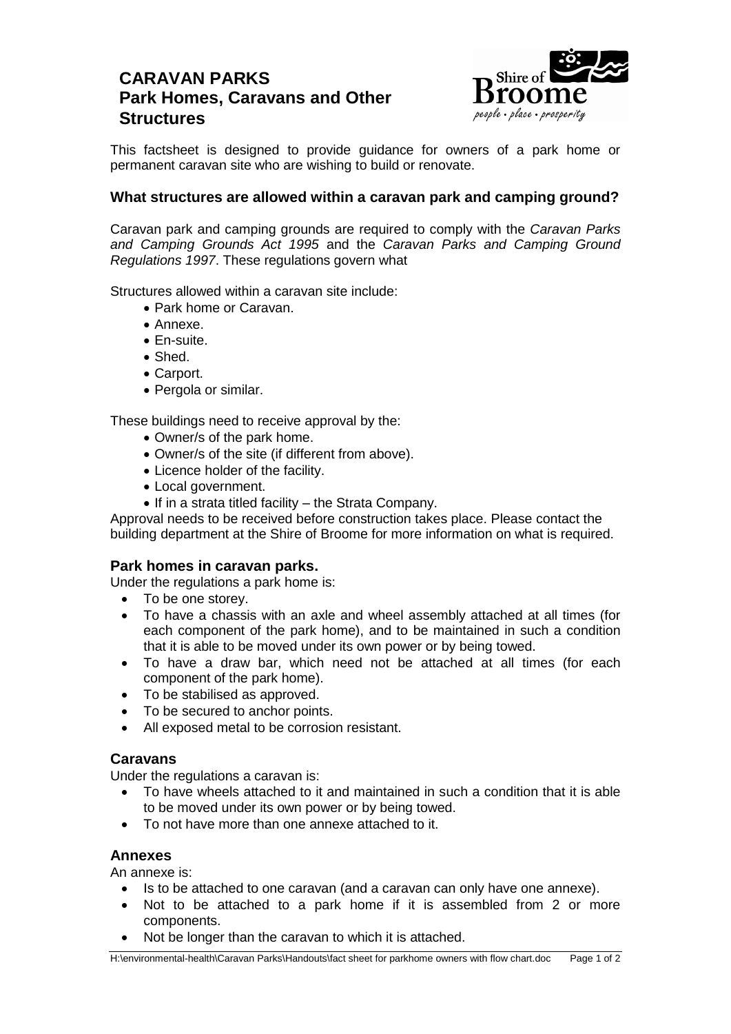# CARAVAN PARKS
# Park Homes, Caravans and Other Structures

This factsheet is designed to provide guidance for owners of a park home or permanent caravan site who are wishing to build or renovate.

## What structures are allowed within a caravan park and camping ground?

Caravan park and camping grounds are required to comply with the *Caravan Parks and Camping Grounds Act 1995* and the *Caravan Parks and Camping Ground Regulations 1997*. These regulations govern what

Structures allowed within a caravan site include:

- Park home or Caravan.
- Annexe.
- En-suite.
- Shed.
- Carport.
- Pergola or similar.

These buildings need to receive approval by the:

- Owner/s of the park home.
- Owner/s of the site (if different from above).
- Licence holder of the facility.
- Local government.
- If in a strata titled facility – the Strata Company.

Approval needs to be received before construction takes place. Please contact the building department at the Shire of Broome for more information on what is required.

## Park homes in caravan parks.

Under the regulations a park home is:

- To be one storey.
- To have a chassis with an axle and wheel assembly attached at all times (for each component of the park home), and to be maintained in such a condition that it is able to be moved under its own power or by being towed.
- To have a draw bar, which need not be attached at all times (for each component of the park home).
- To be stabilised as approved.
- To be secured to anchor points.
- All exposed metal to be corrosion resistant.

## Caravans

Under the regulations a caravan is:

- To have wheels attached to it and maintained in such a condition that it is able to be moved under its own power or by being towed.
- To not have more than one annexe attached to it.

## Annexes

An annexe is:

- Is to be attached to one caravan (and a caravan can only have one annexe).
- Not to be attached to a park home if it is assembled from 2 or more components.
- Not be longer than the caravan to which it is attached.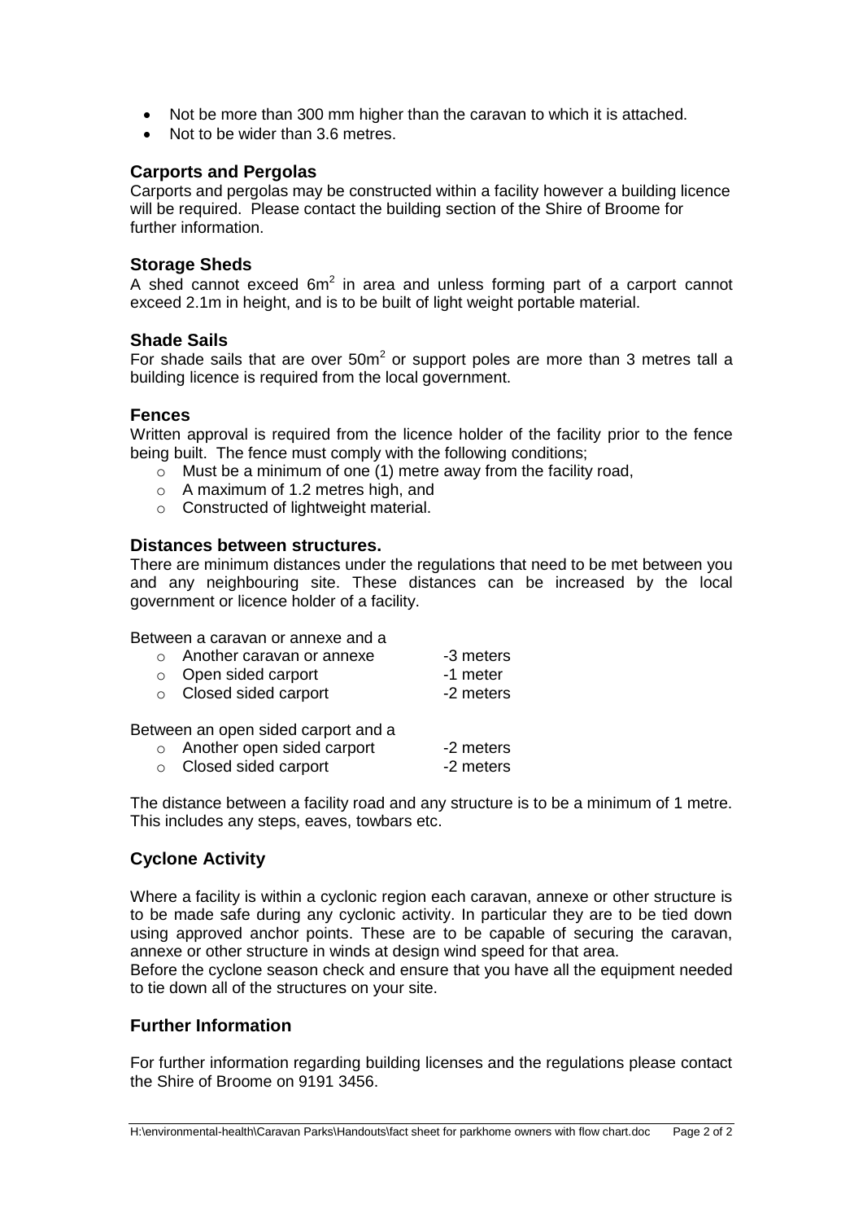- Not be more than 300 mm higher than the caravan to which it is attached.
- Not to be wider than 3.6 metres.

### Carports and Pergolas

Carports and pergolas may be constructed within a facility however a building licence will be required. Please contact the building section of the Shire of Broome for further information.

### Storage Sheds

A shed cannot exceed $6m^2$ in area and unless forming part of a carport cannot exceed 2.1m in height, and is to be built of light weight portable material.

### Shade Sails

For shade sails that are over $50m^2$ or support poles are more than 3 metres tall a building licence is required from the local government.

### Fences

Written approval is required from the licence holder of the facility prior to the fence being built. The fence must comply with the following conditions;

- Must be a minimum of one (1) metre away from the facility road,
- A maximum of 1.2 metres high, and
- Constructed of lightweight material.

### Distances between structures.

There are minimum distances under the regulations that need to be met between you and any neighbouring site. These distances can be increased by the local government or licence holder of a facility.

Between a caravan or annexe and a

- Another caravan or annexe -3 meters
- Open sided carport -1 meter
- Closed sided carport -2 meters

Between an open sided carport and a

- Another open sided carport -2 meters
- Closed sided carport -2 meters

The distance between a facility road and any structure is to be a minimum of 1 metre. This includes any steps, eaves, towbars etc.

## Cyclone Activity

Where a facility is within a cyclonic region each caravan, annexe or other structure is to be made safe during any cyclonic activity. In particular they are to be tied down using approved anchor points. These are to be capable of securing the caravan, annexe or other structure in winds at design wind speed for that area.

Before the cyclone season check and ensure that you have all the equipment needed to tie down all of the structures on your site.

## Further Information

For further information regarding building licenses and the regulations please contact the Shire of Broome on 9191 3456.

H:\environmental-health\Caravan Parks\Handouts\fact sheet for parkhome owners with flow chart.doc